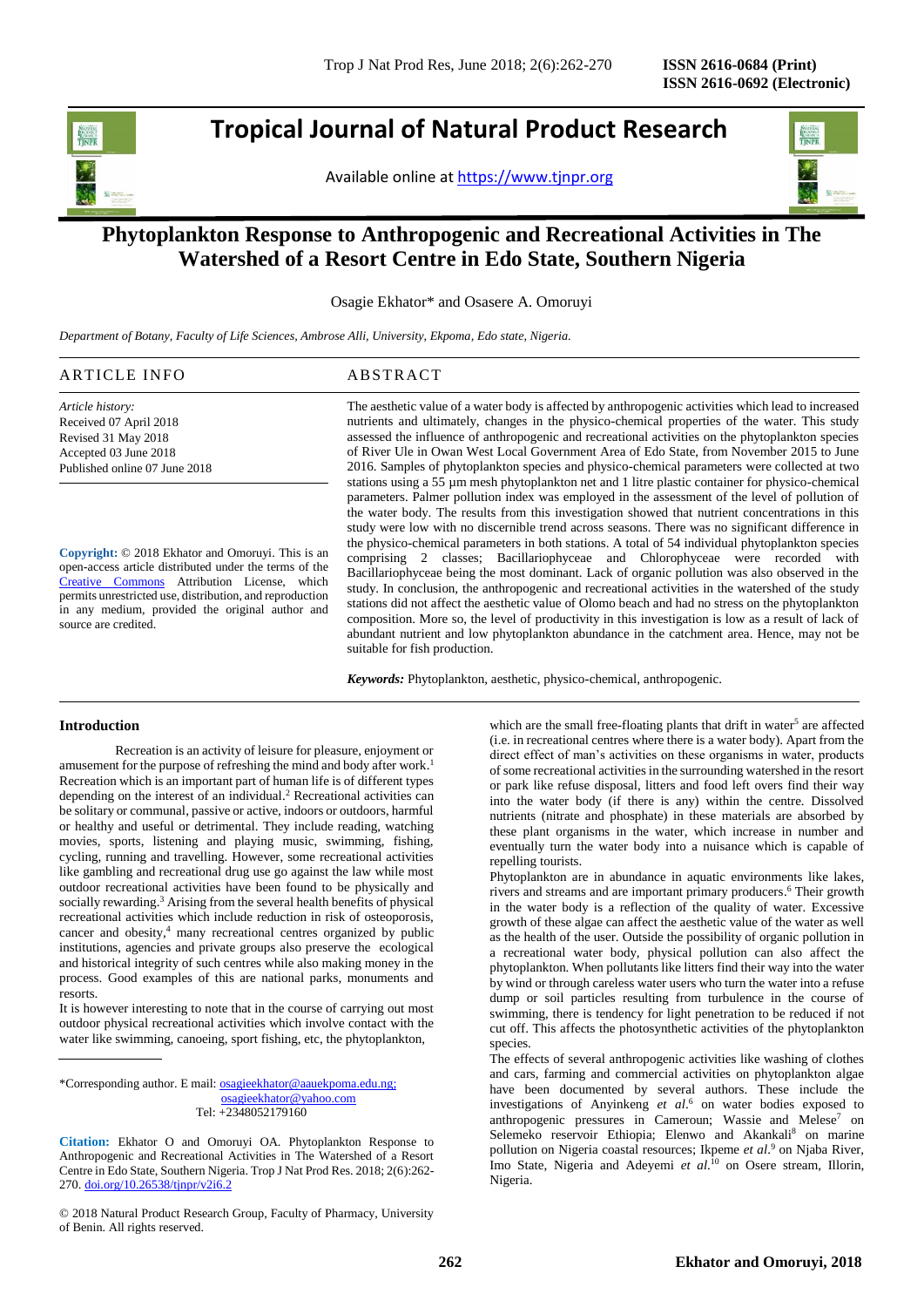# Tropical Journal of Natural Product Research

Available online at https://www.tjnpr.org

# Phytoplankton Response to Anthropogenic and Recreational Activities in The Watershed of a Resort Centre in Edo State, Southern Nigeria

Osagie Ekhator* and Osasere A. Omoruyi

*Department of Botany, Faculty of Life Sciences, Ambrose Alli, University, Ekpoma, Edo state, Nigeria.*

## ARTICLE INFO

*Article history:*
Received 07 April 2018
Revised 31 May 2018
Accepted 03 June 2018
Published online 07 June 2018

**Copyright:** © 2018 Ekhator and Omoruyi. This is an open-access article distributed under the terms of the Creative Commons Attribution License, which permits unrestricted use, distribution, and reproduction in any medium, provided the original author and source are credited.

## ABSTRACT

The aesthetic value of a water body is affected by anthropogenic activities which lead to increased nutrients and ultimately, changes in the physico-chemical properties of the water. This study assessed the influence of anthropogenic and recreational activities on the phytoplankton species of River Ule in Owan West Local Government Area of Edo State, from November 2015 to June 2016. Samples of phytoplankton species and physico-chemical parameters were collected at two stations using a 55 µm mesh phytoplankton net and 1 litre plastic container for physico-chemical parameters. Palmer pollution index was employed in the assessment of the level of pollution of the water body. The results from this investigation showed that nutrient concentrations in this study were low with no discernible trend across seasons. There was no significant difference in the physico-chemical parameters in both stations. A total of 54 individual phytoplankton species comprising 2 classes; Bacillariophyceae and Chlorophyceae were recorded with Bacillariophyceae being the most dominant. Lack of organic pollution was also observed in the study. In conclusion, the anthropogenic and recreational activities in the watershed of the study stations did not affect the aesthetic value of Olomo beach and had no stress on the phytoplankton composition. More so, the level of productivity in this investigation is low as a result of lack of abundant nutrient and low phytoplankton abundance in the catchment area. Hence, may not be suitable for fish production.

***Keywords:*** Phytoplankton, aesthetic, physico-chemical, anthropogenic.

## Introduction

Recreation is an activity of leisure for pleasure, enjoyment or amusement for the purpose of refreshing the mind and body after work.[1] Recreation which is an important part of human life is of different types depending on the interest of an individual.[2] Recreational activities can be solitary or communal, passive or active, indoors or outdoors, harmful or healthy and useful or detrimental. They include reading, watching movies, sports, listening and playing music, swimming, fishing, cycling, running and travelling. However, some recreational activities like gambling and recreational drug use go against the law while most outdoor recreational activities have been found to be physically and socially rewarding.[3] Arising from the several health benefits of physical recreational activities which include reduction in risk of osteoporosis, cancer and obesity,[4] many recreational centres organized by public institutions, agencies and private groups also preserve the ecological and historical integrity of such centres while also making money in the process. Good examples of this are national parks, monuments and resorts.

It is however interesting to note that in the course of carrying out most outdoor physical recreational activities which involve contact with the water like swimming, canoeing, sport fishing, etc, the phytoplankton, which are the small free-floating plants that drift in water[5] are affected (i.e. in recreational centres where there is a water body). Apart from the direct effect of man's activities on these organisms in water, products of some recreational activities in the surrounding watershed in the resort or park like refuse disposal, litters and food left overs find their way into the water body (if there is any) within the centre. Dissolved nutrients (nitrate and phosphate) in these materials are absorbed by these plant organisms in the water, which increase in number and eventually turn the water body into a nuisance which is capable of repelling tourists.

Phytoplankton are in abundance in aquatic environments like lakes, rivers and streams and are important primary producers.[6] Their growth in the water body is a reflection of the quality of water. Excessive growth of these algae can affect the aesthetic value of the water as well as the health of the user. Outside the possibility of organic pollution in a recreational water body, physical pollution can also affect the phytoplankton. When pollutants like litters find their way into the water by wind or through careless water users who turn the water into a refuse dump or soil particles resulting from turbulence in the course of swimming, there is tendency for light penetration to be reduced if not cut off. This affects the photosynthetic activities of the phytoplankton species.

The effects of several anthropogenic activities like washing of clothes and cars, farming and commercial activities on phytoplankton algae have been documented by several authors. These include the investigations of Anyinkeng *et al.*[6] on water bodies exposed to anthropogenic pressures in Cameroun; Wassie and Melese[7] on Selemeko reservoir Ethiopia; Elenwo and Akankali[8] on marine pollution on Nigeria coastal resources; Ikpeme *et al.*[9] on Njaba River, Imo State, Nigeria and Adeyemi *et al.*[10] on Osere stream, Illorin, Nigeria.

*Corresponding author. E mail: osagieekhator@aauekpoma.edu.ng; osagieekhator@yahoo.com
Tel: +2348052179160

**Citation:** Ekhator O and Omoruyi OA. Phytoplankton Response to Anthropogenic and Recreational Activities in The Watershed of a Resort Centre in Edo State, Southern Nigeria. Trop J Nat Prod Res. 2018; 2(6):262-270. doi.org/10.26538/tjnpr/v2i6.2

© 2018 Natural Product Research Group, Faculty of Pharmacy, University of Benin. All rights reserved.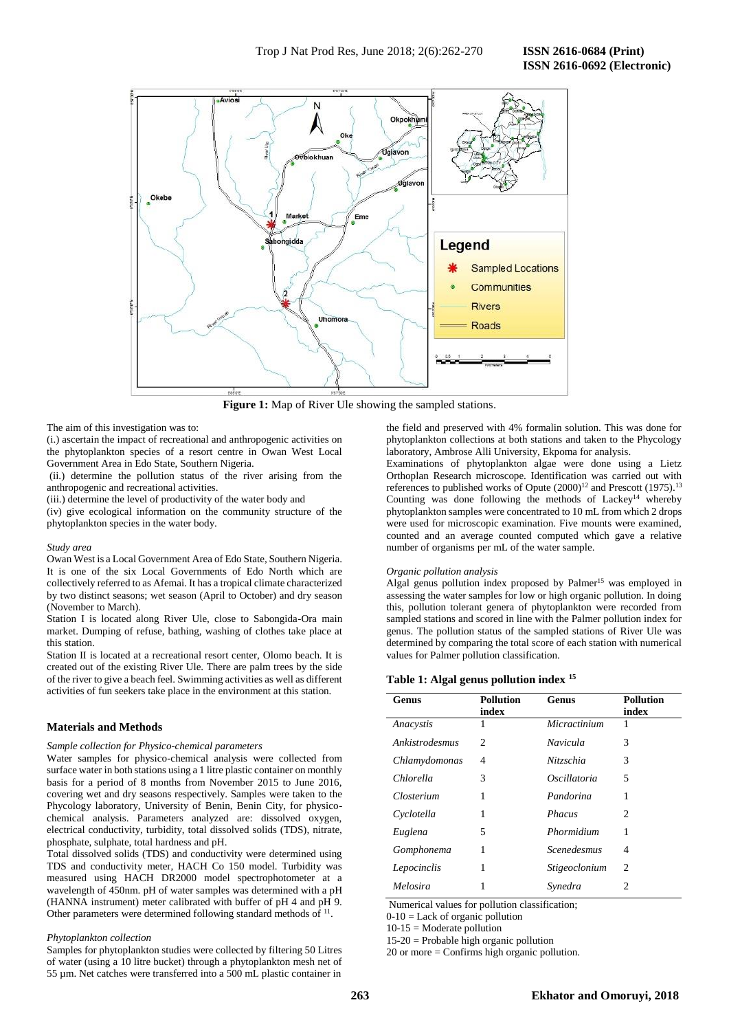**Figure 1:** Map of River Ule showing the sampled stations.

The aim of this investigation was to:

(i.) ascertain the impact of recreational and anthropogenic activities on the phytoplankton species of a resort centre in Owan West Local Government Area in Edo State, Southern Nigeria.

(ii.) determine the pollution status of the river arising from the anthropogenic and recreational activities.

(iii.) determine the level of productivity of the water body and

(iv) give ecological information on the community structure of the phytoplankton species in the water body.

*Study area*

Owan West is a Local Government Area of Edo State, Southern Nigeria. It is one of the six Local Governments of Edo North which are collectively referred to as Afemai. It has a tropical climate characterized by two distinct seasons; wet season (April to October) and dry season (November to March).

Station I is located along River Ule, close to Sabongida-Ora main market. Dumping of refuse, bathing, washing of clothes take place at this station.

Station II is located at a recreational resort center, Olomo beach. It is created out of the existing River Ule. There are palm trees by the side of the river to give a beach feel. Swimming activities as well as different activities of fun seekers take place in the environment at this station.

## Materials and Methods

*Sample collection for Physico-chemical parameters*

Water samples for physico-chemical analysis were collected from surface water in both stations using a 1 litre plastic container on monthly basis for a period of 8 months from November 2015 to June 2016, covering wet and dry seasons respectively. Samples were taken to the Phycology laboratory, University of Benin, Benin City, for physico-chemical analysis. Parameters analyzed are: dissolved oxygen, electrical conductivity, turbidity, total dissolved solids (TDS), nitrate, phosphate, sulphate, total hardness and pH.

Total dissolved solids (TDS) and conductivity were determined using TDS and conductivity meter, HACH Co 150 model. Turbidity was measured using HACH DR2000 model spectrophotometer at a wavelength of 450nm. pH of water samples was determined with a pH (HANNA instrument) meter calibrated with buffer of pH 4 and pH 9. Other parameters were determined following standard methods of [11].

*Phytoplankton collection*

Samples for phytoplankton studies were collected by filtering 50 Litres of water (using a 10 litre bucket) through a phytoplankton mesh net of 55 µm. Net catches were transferred into a 500 mL plastic container in the field and preserved with 4% formalin solution. This was done for phytoplankton collections at both stations and taken to the Phycology laboratory, Ambrose Alli University, Ekpoma for analysis.

Examinations of phytoplankton algae were done using a Lietz Orthoplan Research microscope. Identification was carried out with references to published works of Opute (2000)[12] and Prescott (1975).[13] Counting was done following the methods of Lackey[14] whereby phytoplankton samples were concentrated to 10 mL from which 2 drops were used for microscopic examination. Five mounts were examined, counted and an average counted computed which gave a relative number of organisms per mL of the water sample.

*Organic pollution analysis*

Algal genus pollution index proposed by Palmer[15] was employed in assessing the water samples for low or high organic pollution. In doing this, pollution tolerant genera of phytoplankton were recorded from sampled stations and scored in line with the Palmer pollution index for genus. The pollution status of the sampled stations of River Ule was determined by comparing the total score of each station with numerical values for Palmer pollution classification.

**Table 1: Algal genus pollution index [15]**

| Genus | Pollution index | Genus | Pollution index |
|---|---|---|---|
| *Anacystis* | 1 | *Micractinium* | 1 |
| *Ankistrodesmus* | 2 | *Navicula* | 3 |
| *Chlamydomonas* | 4 | *Nitzschia* | 3 |
| *Chlorella* | 3 | *Oscillatoria* | 5 |
| *Closterium* | 1 | *Pandorina* | 1 |
| *Cyclotella* | 1 | *Phacus* | 2 |
| *Euglena* | 5 | *Phormidium* | 1 |
| *Gomphonema* | 1 | *Scenedesmus* | 4 |
| *Lepocinclis* | 1 | *Stigeoclonium* | 2 |
| *Melosira* | 1 | *Synedra* | 2 |

Numerical values for pollution classification;

0-10 = Lack of organic pollution

10-15 = Moderate pollution

15-20 = Probable high organic pollution

20 or more = Confirms high organic pollution.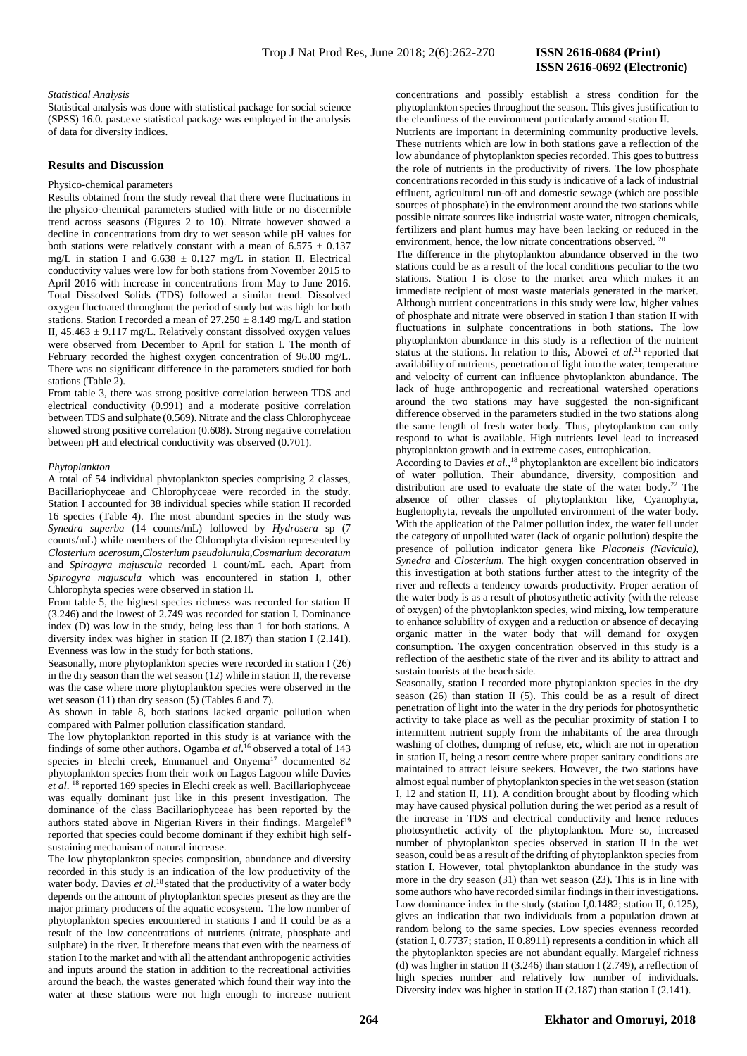*Statistical Analysis*

Statistical analysis was done with statistical package for social science (SPSS) 16.0. past.exe statistical package was employed in the analysis of data for diversity indices.

## Results and Discussion

Physico-chemical parameters

Results obtained from the study reveal that there were fluctuations in the physico-chemical parameters studied with little or no discernible trend across seasons (Figures 2 to 10). Nitrate however showed a decline in concentrations from dry to wet season while pH values for both stations were relatively constant with a mean of $6.575 \pm 0.137$ mg/L in station I and $6.638 \pm 0.127$ mg/L in station II. Electrical conductivity values were low for both stations from November 2015 to April 2016 with increase in concentrations from May to June 2016. Total Dissolved Solids (TDS) followed a similar trend. Dissolved oxygen fluctuated throughout the period of study but was high for both stations. Station I recorded a mean of $27.250 \pm 8.149$ mg/L and station II, $45.463 \pm 9.117$ mg/L. Relatively constant dissolved oxygen values were observed from December to April for station I. The month of February recorded the highest oxygen concentration of 96.00 mg/L. There was no significant difference in the parameters studied for both stations (Table 2).

From table 3, there was strong positive correlation between TDS and electrical conductivity (0.991) and a moderate positive correlation between TDS and sulphate (0.569). Nitrate and the class Chlorophyceae showed strong positive correlation (0.608). Strong negative correlation between pH and electrical conductivity was observed (0.701).

*Phytoplankton*

A total of 54 individual phytoplankton species comprising 2 classes, Bacillariophyceae and Chlorophyceae were recorded in the study. Station I accounted for 38 individual species while station II recorded 16 species (Table 4). The most abundant species in the study was *Synedra superba* (14 counts/mL) followed by *Hydrosera* sp (7 counts/mL) while members of the Chlorophyta division represented by *Closterium acerosum,Closterium pseudolunula,Cosmarium decoratum* and *Spirogyra majuscula* recorded 1 count/mL each. Apart from *Spirogyra majuscula* which was encountered in station I, other Chlorophyta species were observed in station II.

From table 5, the highest species richness was recorded for station II (3.246) and the lowest of 2.749 was recorded for station I. Dominance index (D) was low in the study, being less than 1 for both stations. A diversity index was higher in station II (2.187) than station I (2.141). Evenness was low in the study for both stations.

Seasonally, more phytoplankton species were recorded in station I (26) in the dry season than the wet season (12) while in station II, the reverse was the case where more phytoplankton species were observed in the wet season (11) than dry season (5) (Tables 6 and 7).

As shown in table 8, both stations lacked organic pollution when compared with Palmer pollution classification standard.

The low phytoplankton reported in this study is at variance with the findings of some other authors. Ogamba *et al*.[16] observed a total of 143 species in Elechi creek, Emmanuel and Onyema[17] documented 82 phytoplankton species from their work on Lagos Lagoon while Davies *et al*. [18] reported 169 species in Elechi creek as well. Bacillariophyceae was equally dominant just like in this present investigation. The dominance of the class Bacillariophyceae has been reported by the authors stated above in Nigerian Rivers in their findings. Margelef[19] reported that species could become dominant if they exhibit high self-sustaining mechanism of natural increase.

The low phytoplankton species composition, abundance and diversity recorded in this study is an indication of the low productivity of the water body. Davies *et al*.[18] stated that the productivity of a water body depends on the amount of phytoplankton species present as they are the major primary producers of the aquatic ecosystem. The low number of phytoplankton species encountered in stations I and II could be as a result of the low concentrations of nutrients (nitrate, phosphate and sulphate) in the river. It therefore means that even with the nearness of station I to the market and with all the attendant anthropogenic activities and inputs around the station in addition to the recreational activities around the beach, the wastes generated which found their way into the water at these stations were not high enough to increase nutrient concentrations and possibly establish a stress condition for the phytoplankton species throughout the season. This gives justification to the cleanliness of the environment particularly around station II.

Nutrients are important in determining community productive levels. These nutrients which are low in both stations gave a reflection of the low abundance of phytoplankton species recorded. This goes to buttress the role of nutrients in the productivity of rivers. The low phosphate concentrations recorded in this study is indicative of a lack of industrial effluent, agricultural run-off and domestic sewage (which are possible sources of phosphate) in the environment around the two stations while possible nitrate sources like industrial waste water, nitrogen chemicals, fertilizers and plant humus may have been lacking or reduced in the environment, hence, the low nitrate concentrations observed. [20]

The difference in the phytoplankton abundance observed in the two stations could be as a result of the local conditions peculiar to the two stations. Station I is close to the market area which makes it an immediate recipient of most waste materials generated in the market. Although nutrient concentrations in this study were low, higher values of phosphate and nitrate were observed in station I than station II with fluctuations in sulphate concentrations in both stations. The low phytoplankton abundance in this study is a reflection of the nutrient status at the stations. In relation to this, Abowei *et al.*[21] reported that availability of nutrients, penetration of light into the water, temperature and velocity of current can influence phytoplankton abundance. The lack of huge anthropogenic and recreational watershed operations around the two stations may have suggested the non-significant difference observed in the parameters studied in the two stations along the same length of fresh water body. Thus, phytoplankton can only respond to what is available. High nutrients level lead to increased phytoplankton growth and in extreme cases, eutrophication.

According to Davies *et al.*,[18] phytoplankton are excellent bio indicators of water pollution. Their abundance, diversity, composition and distribution are used to evaluate the state of the water body.[22] The absence of other classes of phytoplankton like, Cyanophyta, Euglenophyta, reveals the unpolluted environment of the water body. With the application of the Palmer pollution index, the water fell under the category of unpolluted water (lack of organic pollution) despite the presence of pollution indicator genera like *Placoneis (Navicula)*, *Synedra* and *Closterium*. The high oxygen concentration observed in this investigation at both stations further attest to the integrity of the river and reflects a tendency towards productivity. Proper aeration of the water body is as a result of photosynthetic activity (with the release of oxygen) of the phytoplankton species, wind mixing, low temperature to enhance solubility of oxygen and a reduction or absence of decaying organic matter in the water body that will demand for oxygen consumption. The oxygen concentration observed in this study is a reflection of the aesthetic state of the river and its ability to attract and sustain tourists at the beach side.

Seasonally, station I recorded more phytoplankton species in the dry season (26) than station II (5). This could be as a result of direct penetration of light into the water in the dry periods for photosynthetic activity to take place as well as the peculiar proximity of station I to intermittent nutrient supply from the inhabitants of the area through washing of clothes, dumping of refuse, etc, which are not in operation in station II, being a resort centre where proper sanitary conditions are maintained to attract leisure seekers. However, the two stations have almost equal number of phytoplankton species in the wet season (station I, 12 and station II, 11). A condition brought about by flooding which may have caused physical pollution during the wet period as a result of the increase in TDS and electrical conductivity and hence reduces photosynthetic activity of the phytoplankton. More so, increased number of phytoplankton species observed in station II in the wet season, could be as a result of the drifting of phytoplankton species from station I. However, total phytoplankton abundance in the study was more in the dry season (31) than wet season (23). This is in line with some authors who have recorded similar findings in their investigations. Low dominance index in the study (station I,0.1482; station II, 0.125), gives an indication that two individuals from a population drawn at random belong to the same species. Low species evenness recorded (station I, 0.7737; station, II 0.8911) represents a condition in which all the phytoplankton species are not abundant equally. Margelef richness (d) was higher in station II (3.246) than station I (2.749), a reflection of high species number and relatively low number of individuals. Diversity index was higher in station II (2.187) than station I (2.141).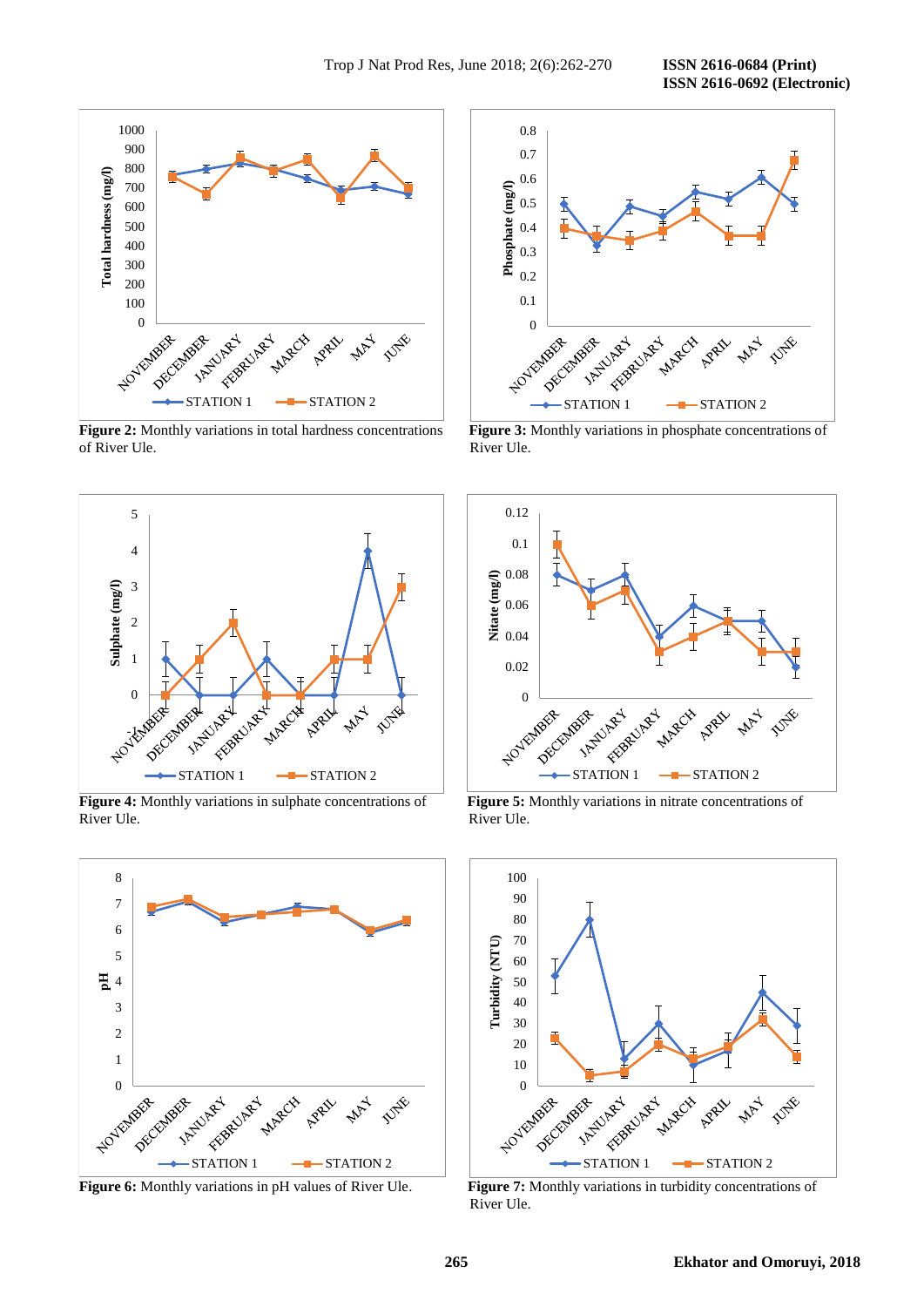**Figure 2:** Monthly variations in total hardness concentrations of River Ule.

**Figure 3:** Monthly variations in phosphate concentrations of River Ule.

**Figure 4:** Monthly variations in sulphate concentrations of River Ule.

**Figure 5:** Monthly variations in nitrate concentrations of River Ule.

**Figure 6:** Monthly variations in pH values of River Ule.

**Figure 7:** Monthly variations in turbidity concentrations of River Ule.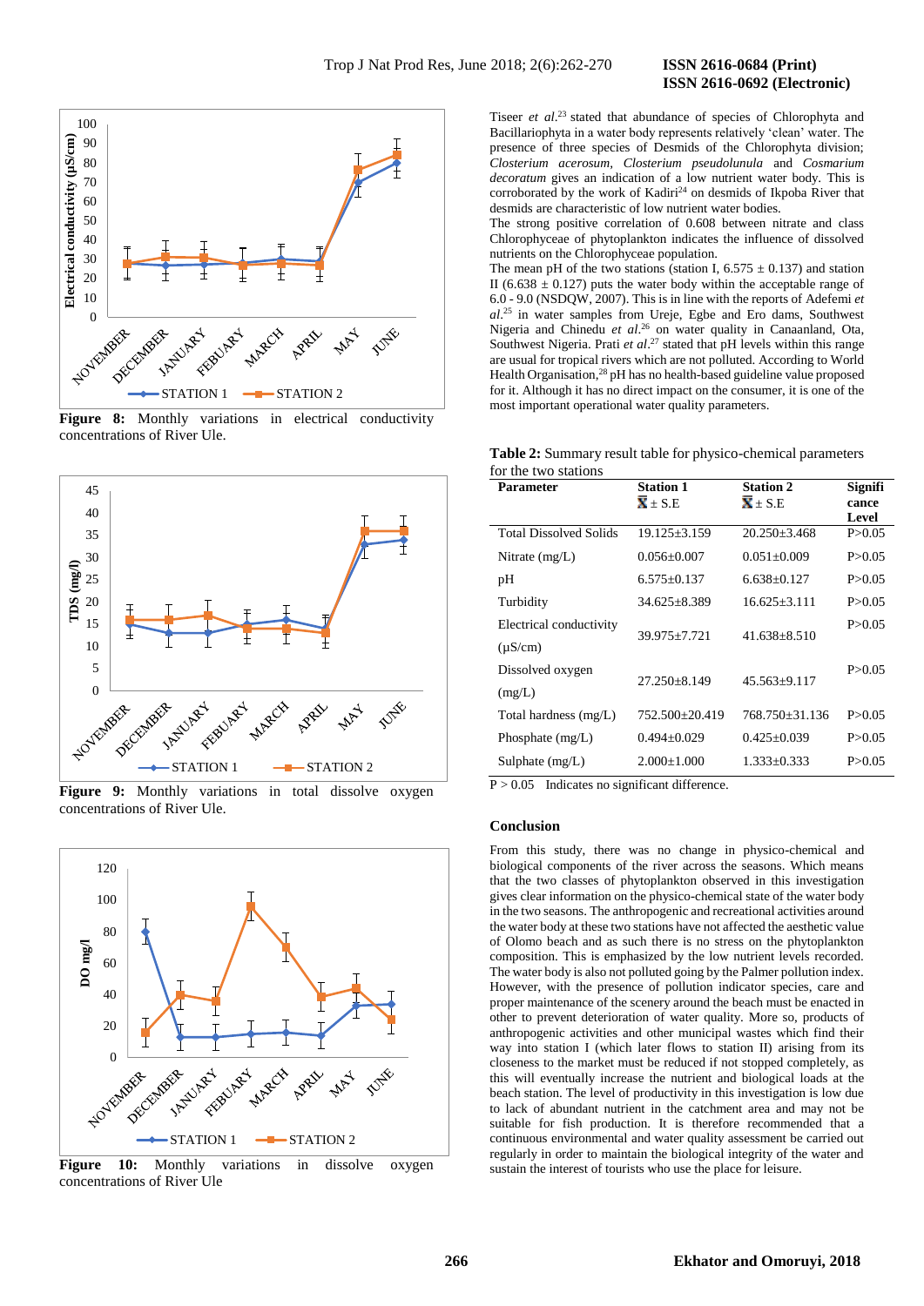Figure 8: Monthly variations in electrical conductivity concentrations of River Ule.

Figure 9: Monthly variations in total dissolve oxygen concentrations of River Ule.

Figure 10: Monthly variations in dissolve oxygen concentrations of River Ule

Tiseer *et al.*[23] stated that abundance of species of Chlorophyta and Bacillariophyta in a water body represents relatively 'clean' water. The presence of three species of Desmids of the Chlorophyta division; *Closterium acerosum*, *Closterium pseudolunula* and *Cosmarium decoratum* gives an indication of a low nutrient water body. This is corroborated by the work of Kadiri[24] on desmids of Ikpoba River that desmids are characteristic of low nutrient water bodies.

The strong positive correlation of 0.608 between nitrate and class Chlorophyceae of phytoplankton indicates the influence of dissolved nutrients on the Chlorophyceae population.

The mean pH of the two stations (station I, 6.575 ± 0.137) and station II (6.638 ± 0.127) puts the water body within the acceptable range of 6.0 - 9.0 (NSDQW, 2007). This is in line with the reports of Adefemi *et al.*[25] in water samples from Ureje, Egbe and Ero dams, Southwest Nigeria and Chinedu *et al.*[26] on water quality in Canaanland, Ota, Southwest Nigeria. Prati *et al.*[27] stated that pH levels within this range are usual for tropical rivers which are not polluted. According to World Health Organisation,[28] pH has no health-based guideline value proposed for it. Although it has no direct impact on the consumer, it is one of the most important operational water quality parameters.

**Table 2:** Summary result table for physico-chemical parameters for the two stations

| Parameter | Station 1 $\bar{X} \pm$ S.E | Station 2 $\bar{X} \pm$ S.E | Significance Level |
|---|---|---|---|
| Total Dissolved Solids | 19.125±3.159 | 20.250±3.468 | P>0.05 |
| Nitrate (mg/L) | 0.056±0.007 | 0.051±0.009 | P>0.05 |
| pH | 6.575±0.137 | 6.638±0.127 | P>0.05 |
| Turbidity | 34.625±8.389 | 16.625±3.111 | P>0.05 |
| Electrical conductivity (µS/cm) | 39.975±7.721 | 41.638±8.510 | P>0.05 |
| Dissolved oxygen (mg/L) | 27.250±8.149 | 45.563±9.117 | P>0.05 |
| Total hardness (mg/L) | 752.500±20.419 | 768.750±31.136 | P>0.05 |
| Phosphate (mg/L) | 0.494±0.029 | 0.425±0.039 | P>0.05 |
| Sulphate (mg/L) | 2.000±1.000 | 1.333±0.333 | P>0.05 |

P > 0.05 Indicates no significant difference.

## Conclusion

From this study, there was no change in physico-chemical and biological components of the river across the seasons. Which means that the two classes of phytoplankton observed in this investigation gives clear information on the physico-chemical state of the water body in the two seasons. The anthropogenic and recreational activities around the water body at these two stations have not affected the aesthetic value of Olomo beach and as such there is no stress on the phytoplankton composition. This is emphasized by the low nutrient levels recorded. The water body is also not polluted going by the Palmer pollution index. However, with the presence of pollution indicator species, care and proper maintenance of the scenery around the beach must be enacted in other to prevent deterioration of water quality. More so, products of anthropogenic activities and other municipal wastes which find their way into station I (which later flows to station II) arising from its closeness to the market must be reduced if not stopped completely, as this will eventually increase the nutrient and biological loads at the beach station. The level of productivity in this investigation is low due to lack of abundant nutrient in the catchment area and may not be suitable for fish production. It is therefore recommended that a continuous environmental and water quality assessment be carried out regularly in order to maintain the biological integrity of the water and sustain the interest of tourists who use the place for leisure.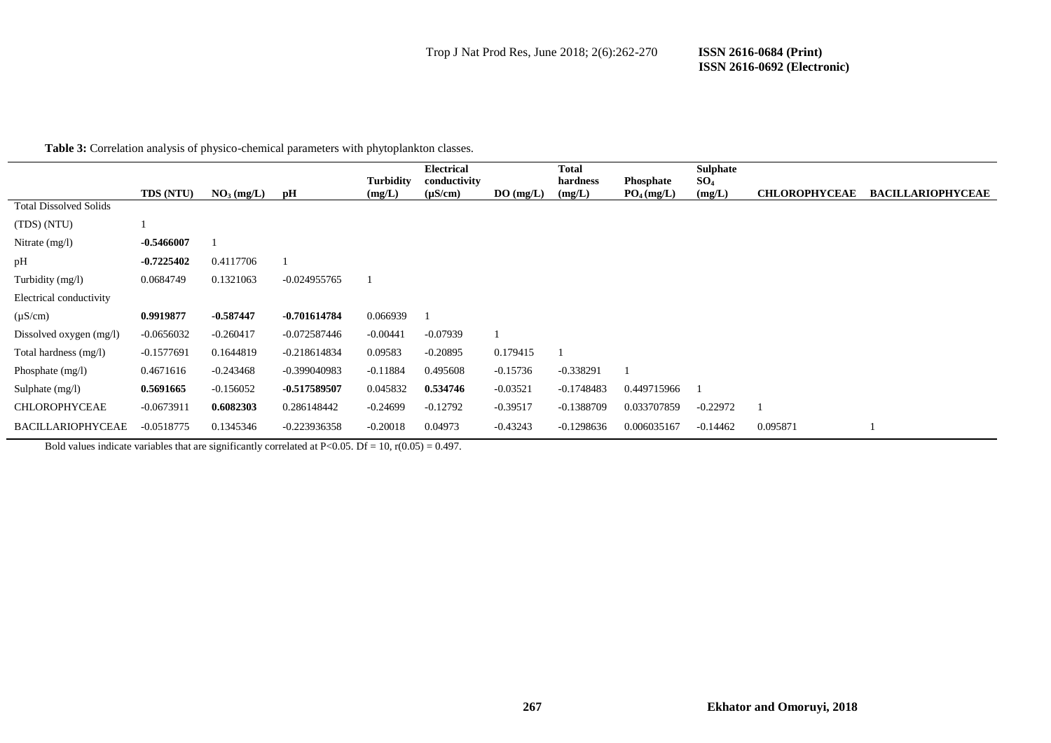**Table 3:** Correlation analysis of physico-chemical parameters with phytoplankton classes.

| | TDS (NTU) | $NO_3$ (mg/L) | pH | Turbidity (mg/L) | Electrical conductivity (µS/cm) | DO (mg/L) | Total hardness (mg/L) | Phosphate $PO_4$ (mg/L) | Sulphate $SO_4$ (mg/L) | CHLOROPHYCEAE | BACILLARIOPHYCEAE |
|---|---|---|---|---|---|---|---|---|---|---|---|
| Total Dissolved Solids (TDS) (NTU) | 1 | | | | | | | | | | |
| Nitrate (mg/l) | **-0.5466007** | 1 | | | | | | | | | |
| pH | **-0.7225402** | 0.4117706 | 1 | | | | | | | | |
| Turbidity (mg/l) | 0.0684749 | 0.1321063 | -0.024955765 | 1 | | | | | | | |
| Electrical conductivity (µS/cm) | **0.9919877** | **-0.587447** | **-0.701614784** | 0.066939 | 1 | | | | | | |
| Dissolved oxygen (mg/l) | -0.0656032 | -0.260417 | -0.072587446 | -0.00441 | -0.07939 | 1 | | | | | |
| Total hardness (mg/l) | -0.1577691 | 0.1644819 | -0.218614834 | 0.09583 | -0.20895 | 0.179415 | 1 | | | | |
| Phosphate (mg/l) | 0.4671616 | -0.243468 | -0.399040983 | -0.11884 | 0.495608 | -0.15736 | -0.338291 | 1 | | | |
| Sulphate (mg/l) | **0.5691665** | -0.156052 | **-0.517589507** | 0.045832 | **0.534746** | -0.03521 | -0.1748483 | 0.449715966 | 1 | | |
| CHLOROPHYCEAE | -0.0673911 | **0.6082303** | 0.286148442 | -0.24699 | -0.12792 | -0.39517 | -0.1388709 | 0.033707859 | -0.22972 | 1 | |
| BACILLARIOPHYCEAE | -0.0518775 | 0.1345346 | -0.223936358 | -0.20018 | 0.04973 | -0.43243 | -0.1298636 | 0.006035167 | -0.14462 | 0.095871 | 1 |

Bold values indicate variables that are significantly correlated at $P<0.05$. $Df = 10$, $r(0.05) = 0.497$.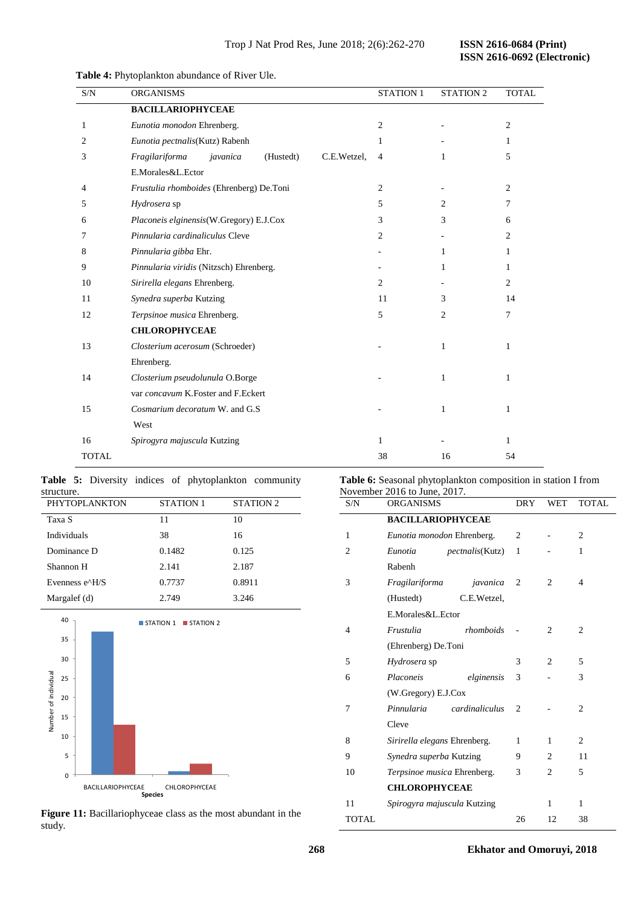**Table 4:** Phytoplankton abundance of River Ule.

| S/N | ORGANISMS | STATION 1 | STATION 2 | TOTAL |
|---|---|---|---|---|
| | **BACILLARIOPHYCEAE** | | | |
| 1 | *Eunotia monodon* Ehrenberg. | 2 | - | 2 |
| 2 | *Eunotia pectnalis*(Kutz) Rabenh | 1 | - | 1 |
| 3 | *Fragilariforma javanica* (Hustedt) C.E.Wetzel, E.Morales&L.Ector | 4 | 1 | 5 |
| 4 | *Frustulia rhomboides* (Ehrenberg) De.Toni | 2 | - | 2 |
| 5 | *Hydrosera* sp | 5 | 2 | 7 |
| 6 | *Placoneis elginensis*(W.Gregory) E.J.Cox | 3 | 3 | 6 |
| 7 | *Pinnularia cardinaliculus* Cleve | 2 | - | 2 |
| 8 | *Pinnularia gibba* Ehr. | - | 1 | 1 |
| 9 | *Pinnularia viridis* (Nitzsch) Ehrenberg. | - | 1 | 1 |
| 10 | *Sirirella elegans* Ehrenberg. | 2 | - | 2 |
| 11 | *Synedra superba* Kutzing | 11 | 3 | 14 |
| 12 | *Terpsinoe musica* Ehrenberg. | 5 | 2 | 7 |
| | **CHLOROPHYCEAE** | | | |
| 13 | *Closterium acerosum* (Schroeder) Ehrenberg. | - | 1 | 1 |
| 14 | *Closterium pseudolunula* O.Borge var *concavum* K.Foster and F.Eckert | - | 1 | 1 |
| 15 | *Cosmarium decoratum* W. and G.S West | - | 1 | 1 |
| 16 | *Spirogyra majuscula* Kutzing | 1 | - | 1 |
| TOTAL | | 38 | 16 | 54 |

**Table 5:** Diversity indices of phytoplankton community structure.

| PHYTOPLANKTON | STATION 1 | STATION 2 |
|---|---|---|
| Taxa S | 11 | 10 |
| Individuals | 38 | 16 |
| Dominance D | 0.1482 | 0.125 |
| Shannon H | 2.141 | 2.187 |
| Evenness e^H/S | 0.7737 | 0.8911 |
| Margalef (d) | 2.749 | 3.246 |

**Figure 11:** Bacillariophyceae class as the most abundant in the study.

**Table 6:** Seasonal phytoplankton composition in station I from November 2016 to June, 2017.

| S/N | ORGANISMS | DRY | WET | TOTAL |
|---|---|---|---|---|
| | **BACILLARIOPHYCEAE** | | | |
| 1 | *Eunotia monodon* Ehrenberg. | 2 | - | 2 |
| 2 | *Eunotia pectnalis*(Kutz) Rabenh | 1 | - | 1 |
| 3 | *Fragilariforma javanica* (Hustedt) C.E.Wetzel, E.Morales&L.Ector | 2 | 2 | 4 |
| 4 | *Frustulia rhomboids* (Ehrenberg) De.Toni | - | 2 | 2 |
| 5 | *Hydrosera* sp | 3 | 2 | 5 |
| 6 | *Placoneis elginensis* (W.Gregory) E.J.Cox | 3 | - | 3 |
| 7 | *Pinnularia cardinaliculus* Cleve | 2 | - | 2 |
| 8 | *Sirirella elegans* Ehrenberg. | 1 | 1 | 2 |
| 9 | *Synedra superba* Kutzing | 9 | 2 | 11 |
| 10 | *Terpsinoe musica* Ehrenberg. | 3 | 2 | 5 |
| | **CHLOROPHYCEAE** | | | |
| 11 | *Spirogyra majuscula* Kutzing | | 1 | 1 |
| TOTAL | | 26 | 12 | 38 |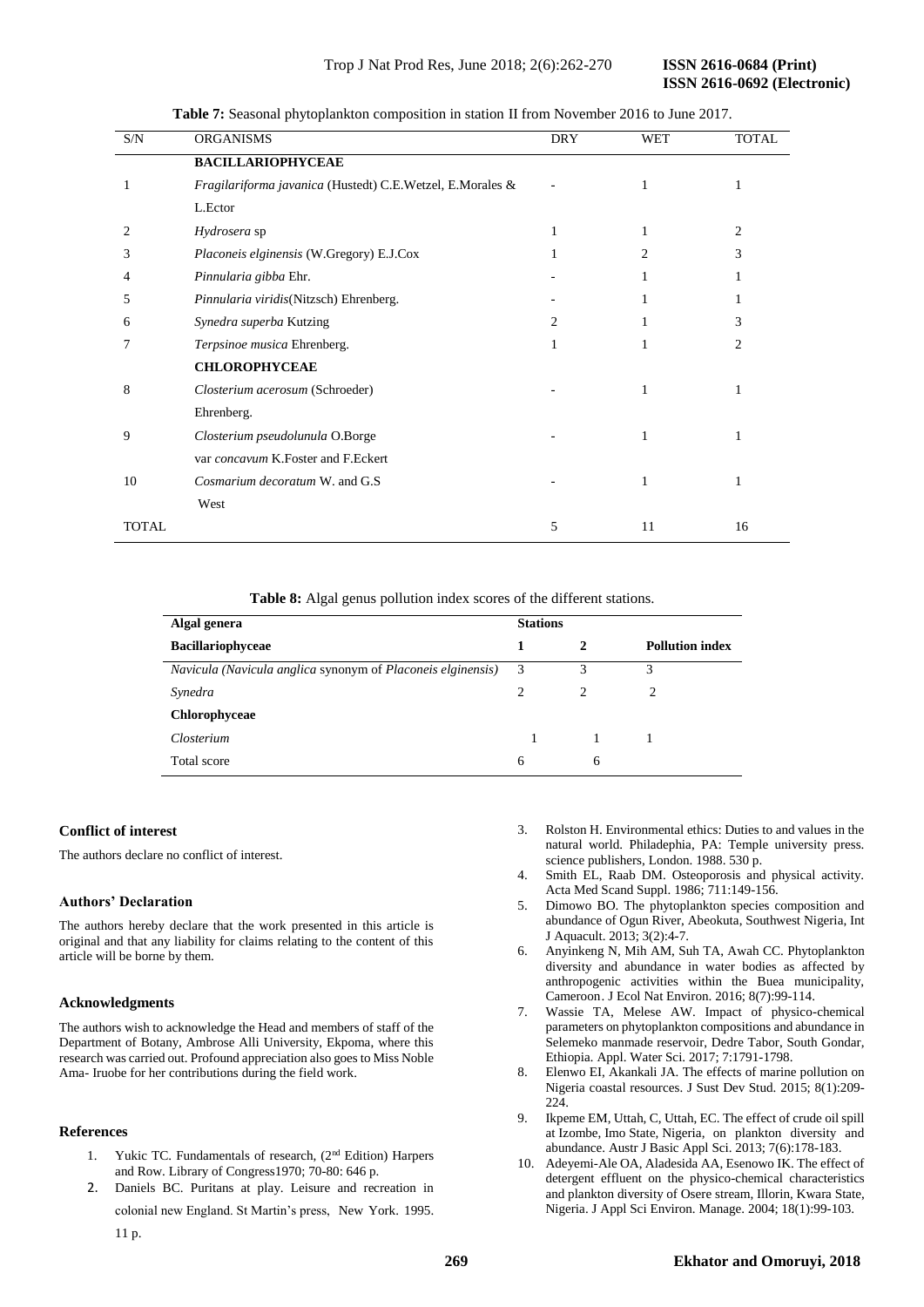**Table 7:** Seasonal phytoplankton composition in station II from November 2016 to June 2017.

| S/N | ORGANISMS | DRY | WET | TOTAL |
|---|---|---|---|---|
| | **BACILLARIOPHYCEAE** | | | |
| 1 | *Fragilariforma javanica* (Hustedt) C.E.Wetzel, E.Morales & L.Ector | - | 1 | 1 |
| 2 | *Hydrosera* sp | 1 | 1 | 2 |
| 3 | *Placoneis elginensis* (W.Gregory) E.J.Cox | 1 | 2 | 3 |
| 4 | *Pinnularia gibba* Ehr. | - | 1 | 1 |
| 5 | *Pinnularia viridis*(Nitzsch) Ehrenberg. | - | 1 | 1 |
| 6 | *Synedra superba* Kutzing | 2 | 1 | 3 |
| 7 | *Terpsinoe musica* Ehrenberg. | 1 | 1 | 2 |
| | **CHLOROPHYCEAE** | | | |
| 8 | *Closterium acerosum* (Schroeder) Ehrenberg. | - | 1 | 1 |
| 9 | *Closterium pseudolunula* O.Borge var *concavum* K.Foster and F.Eckert | - | 1 | 1 |
| 10 | *Cosmarium decoratum* W. and G.S West | - | 1 | 1 |
| TOTAL | | 5 | 11 | 16 |

**Table 8:** Algal genus pollution index scores of the different stations.

| Algal genera | Stations | | |
|---|---|---|---|
| **Bacillariophyceae** | **1** | **2** | **Pollution index** |
| *Navicula (Navicula anglica* synonym of *Placoneis elginensis)* | 3 | 3 | 3 |
| *Synedra* | 2 | 2 | 2 |
| **Chlorophyceae** | | | |
| *Closterium* | 1 | 1 | 1 |
| Total score | 6 | 6 | |

## Conflict of interest

The authors declare no conflict of interest.

## Authors' Declaration

The authors hereby declare that the work presented in this article is original and that any liability for claims relating to the content of this article will be borne by them.

## Acknowledgments

The authors wish to acknowledge the Head and members of staff of the Department of Botany, Ambrose Alli University, Ekpoma, where this research was carried out. Profound appreciation also goes to Miss Noble Ama- Iruobe for her contributions during the field work.

## References

1. Yukic TC. Fundamentals of research, (2nd Edition) Harpers and Row. Library of Congress1970; 70-80: 646 p.
2. Daniels BC. Puritans at play. Leisure and recreation in colonial new England. St Martin's press, New York. 1995. 11 p.
3. Rolston H. Environmental ethics: Duties to and values in the natural world. Philadephia, PA: Temple university press. science publishers, London. 1988. 530 p.
4. Smith EL, Raab DM. Osteoporosis and physical activity. Acta Med Scand Suppl. 1986; 711:149-156.
5. Dimowo BO. The phytoplankton species composition and abundance of Ogun River, Abeokuta, Southwest Nigeria, Int J Aquacult. 2013; 3(2):4-7.
6. Anyinkeng N, Mih AM, Suh TA, Awah CC. Phytoplankton diversity and abundance in water bodies as affected by anthropogenic activities within the Buea municipality, Cameroon. J Ecol Nat Environ. 2016; 8(7):99-114.
7. Wassie TA, Melese AW. Impact of physico-chemical parameters on phytoplankton compositions and abundance in Selemeko manmade reservoir, Dedre Tabor, South Gondar, Ethiopia. Appl. Water Sci. 2017; 7:1791-1798.
8. Elenwo EI, Akankali JA. The effects of marine pollution on Nigeria coastal resources. J Sust Dev Stud. 2015; 8(1):209-224.
9. Ikpeme EM, Uttah, C, Uttah, EC. The effect of crude oil spill at Izombe, Imo State, Nigeria, on plankton diversity and abundance. Austr J Basic Appl Sci. 2013; 7(6):178-183.
10. Adeyemi-Ale OA, Aladesida AA, Esenowo IK. The effect of detergent effluent on the physico-chemical characteristics and plankton diversity of Osere stream, Illorin, Kwara State, Nigeria. J Appl Sci Environ. Manage. 2004; 18(1):99-103.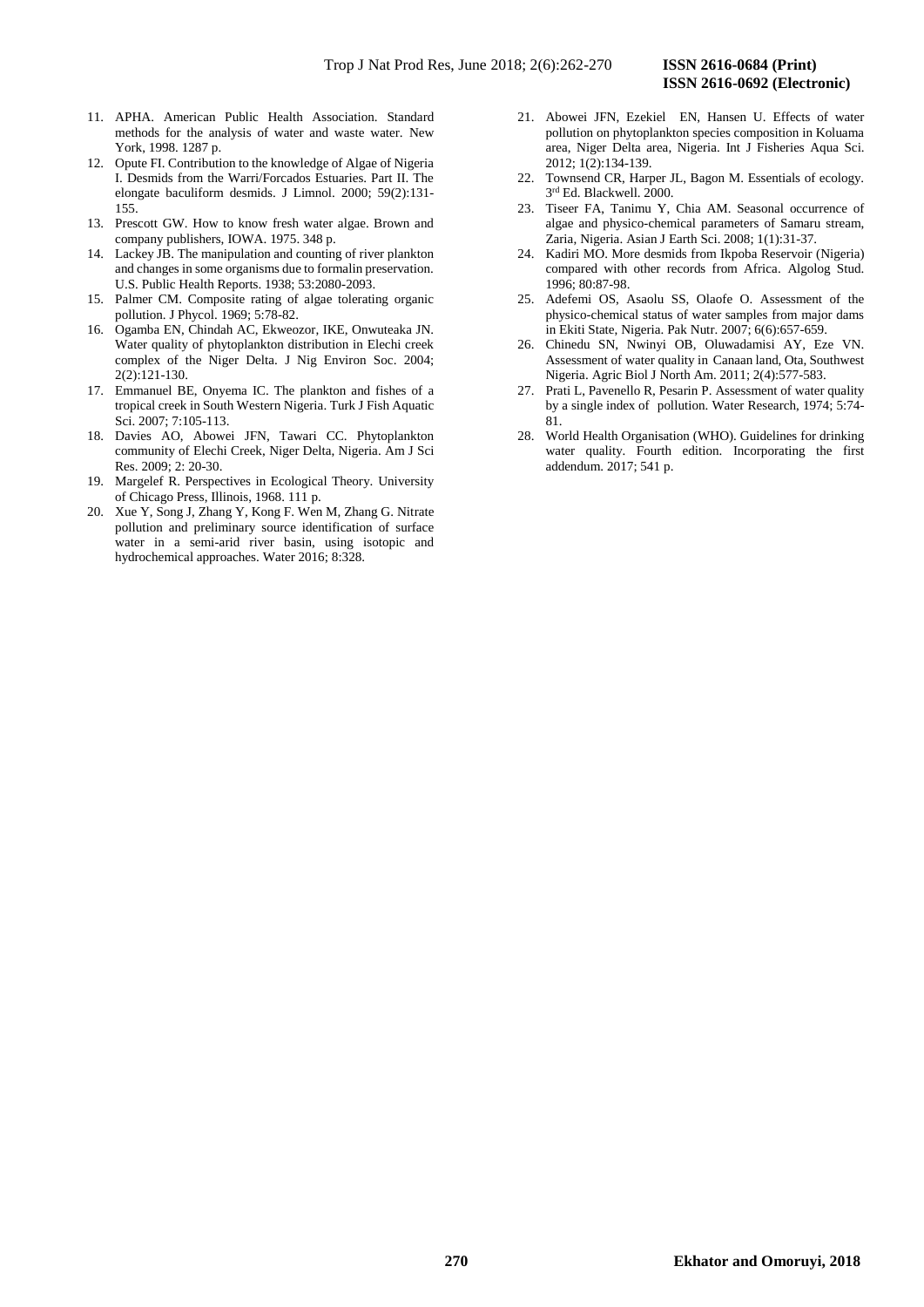11. APHA. American Public Health Association. Standard methods for the analysis of water and waste water. New York, 1998. 1287 p.
12. Opute FI. Contribution to the knowledge of Algae of Nigeria I. Desmids from the Warri/Forcados Estuaries. Part II. The elongate baculiform desmids. J Limnol. 2000; 59(2):131-155.
13. Prescott GW. How to know fresh water algae. Brown and company publishers, IOWA. 1975. 348 p.
14. Lackey JB. The manipulation and counting of river plankton and changes in some organisms due to formalin preservation. U.S. Public Health Reports. 1938; 53:2080-2093.
15. Palmer CM. Composite rating of algae tolerating organic pollution. J Phycol. 1969; 5:78-82.
16. Ogamba EN, Chindah AC, Ekweozor, IKE, Onwuteaka JN. Water quality of phytoplankton distribution in Elechi creek complex of the Niger Delta. J Nig Environ Soc. 2004; 2(2):121-130.
17. Emmanuel BE, Onyema IC. The plankton and fishes of a tropical creek in South Western Nigeria. Turk J Fish Aquatic Sci. 2007; 7:105-113.
18. Davies AO, Abowei JFN, Tawari CC. Phytoplankton community of Elechi Creek, Niger Delta, Nigeria. Am J Sci Res. 2009; 2: 20-30.
19. Margelef R. Perspectives in Ecological Theory. University of Chicago Press, Illinois, 1968. 111 p.
20. Xue Y, Song J, Zhang Y, Kong F. Wen M, Zhang G. Nitrate pollution and preliminary source identification of surface water in a semi-arid river basin, using isotopic and hydrochemical approaches. Water 2016; 8:328.
21. Abowei JFN, Ezekiel EN, Hansen U. Effects of water pollution on phytoplankton species composition in Koluama area, Niger Delta area, Nigeria. Int J Fisheries Aqua Sci. 2012; 1(2):134-139.
22. Townsend CR, Harper JL, Bagon M. Essentials of ecology. 3rd Ed. Blackwell. 2000.
23. Tiseer FA, Tanimu Y, Chia AM. Seasonal occurrence of algae and physico-chemical parameters of Samaru stream, Zaria, Nigeria. Asian J Earth Sci. 2008; 1(1):31-37.
24. Kadiri MO. More desmids from Ikpoba Reservoir (Nigeria) compared with other records from Africa. Algolog Stud. 1996; 80:87-98.
25. Adefemi OS, Asaolu SS, Olaofe O. Assessment of the physico-chemical status of water samples from major dams in Ekiti State, Nigeria. Pak Nutr. 2007; 6(6):657-659.
26. Chinedu SN, Nwinyi OB, Oluwadamisi AY, Eze VN. Assessment of water quality in Canaan land, Ota, Southwest Nigeria. Agric Biol J North Am. 2011; 2(4):577-583.
27. Prati L, Pavenello R, Pesarin P. Assessment of water quality by a single index of pollution. Water Research, 1974; 5:74-81.
28. World Health Organisation (WHO). Guidelines for drinking water quality. Fourth edition. Incorporating the first addendum. 2017; 541 p.